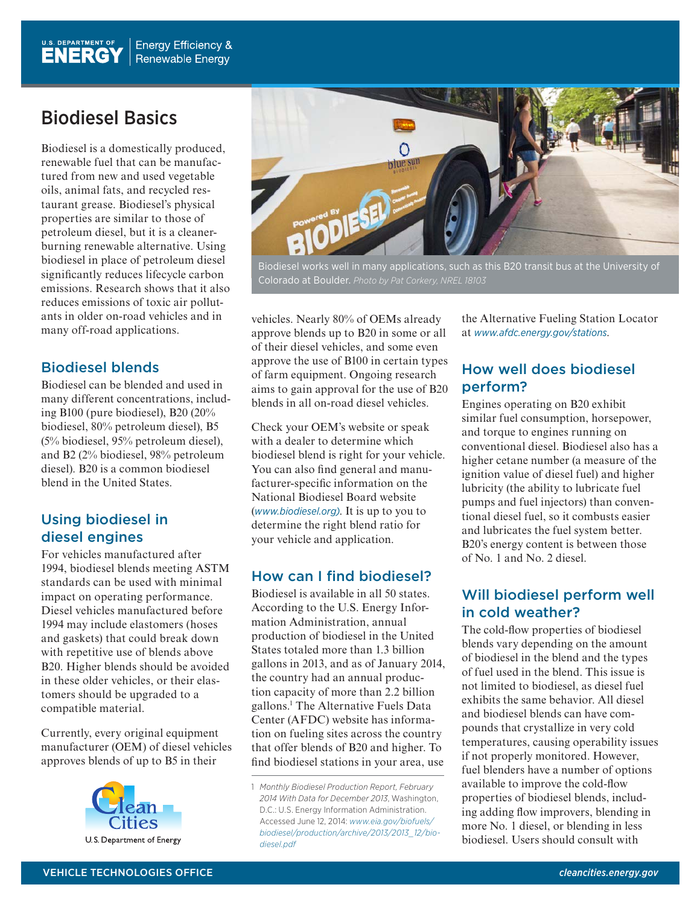# Biodiesel Basics

Biodiesel is a domestically produced, renewable fuel that can be manufactured from new and used vegetable oils, animal fats, and recycled restaurant grease. Biodiesel's physical properties are similar to those of petroleum diesel, but it is a cleaner-burning renewable alternative. Using biodiesel in place of petroleum diesel significantly reduces lifecycle carbon emissions. Research shows that it also reduces emissions of toxic air pollutants in older on-road vehicles and in many off-road applications.

Biodiesel works well in many applications, such as this B20 transit bus at the University of Colorado at Boulder. *Photo by Pat Corkery, NREL 18103*

## Biodiesel blends

Biodiesel can be blended and used in many different concentrations, including B100 (pure biodiesel), B20 (20% biodiesel, 80% petroleum diesel), B5 (5% biodiesel, 95% petroleum diesel), and B2 (2% biodiesel, 98% petroleum diesel). B20 is a common biodiesel blend in the United States.

## Using biodiesel in diesel engines

For vehicles manufactured after 1994, biodiesel blends meeting ASTM standards can be used with minimal impact on operating performance. Diesel vehicles manufactured before 1994 may include elastomers (hoses and gaskets) that could break down with repetitive use of blends above B20. Higher blends should be avoided in these older vehicles, or their elastomers should be upgraded to a compatible material.

Currently, every original equipment manufacturer (OEM) of diesel vehicles approves blends of up to B5 in their vehicles. Nearly 80% of OEMs already approve blends up to B20 in some or all of their diesel vehicles, and some even approve the use of B100 in certain types of farm equipment. Ongoing research aims to gain approval for the use of B20 blends in all on-road diesel vehicles.

Check your OEM's website or speak with a dealer to determine which biodiesel blend is right for your vehicle. You can also find general and manufacturer-specific information on the National Biodiesel Board website (*www.biodiesel.org*). It is up to you to determine the right blend ratio for your vehicle and application.

## How can I find biodiesel?

Biodiesel is available in all 50 states. According to the U.S. Energy Information Administration, annual production of biodiesel in the United States totaled more than 1.3 billion gallons in 2013, and as of January 2014, the country had an annual production capacity of more than 2.2 billion gallons.[1] The Alternative Fuels Data Center (AFDC) website has information on fueling sites across the country that offer blends of B20 and higher. To find biodiesel stations in your area, use the Alternative Fueling Station Locator at *www.afdc.energy.gov/stations*.

[1] *Monthly Biodiesel Production Report, February 2014 With Data for December 2013*, Washington, D.C.: U.S. Energy Information Administration. Accessed June 12, 2014: *www.eia.gov/biofuels/biodiesel/production/archive/2013/2013_12/biodiesel.pdf*

## How well does biodiesel perform?

Engines operating on B20 exhibit similar fuel consumption, horsepower, and torque to engines running on conventional diesel. Biodiesel also has a higher cetane number (a measure of the ignition value of diesel fuel) and higher lubricity (the ability to lubricate fuel pumps and fuel injectors) than conventional diesel fuel, so it combusts easier and lubricates the fuel system better. B20's energy content is between those of No. 1 and No. 2 diesel.

## Will biodiesel perform well in cold weather?

The cold-flow properties of biodiesel blends vary depending on the amount of biodiesel in the blend and the types of fuel used in the blend. This issue is not limited to biodiesel, as diesel fuel exhibits the same behavior. All diesel and biodiesel blends can have compounds that crystallize in very cold temperatures, causing operability issues if not properly monitored. However, fuel blenders have a number of options available to improve the cold-flow properties of biodiesel blends, including adding flow improvers, blending in more No. 1 diesel, or blending in less biodiesel. Users should consult with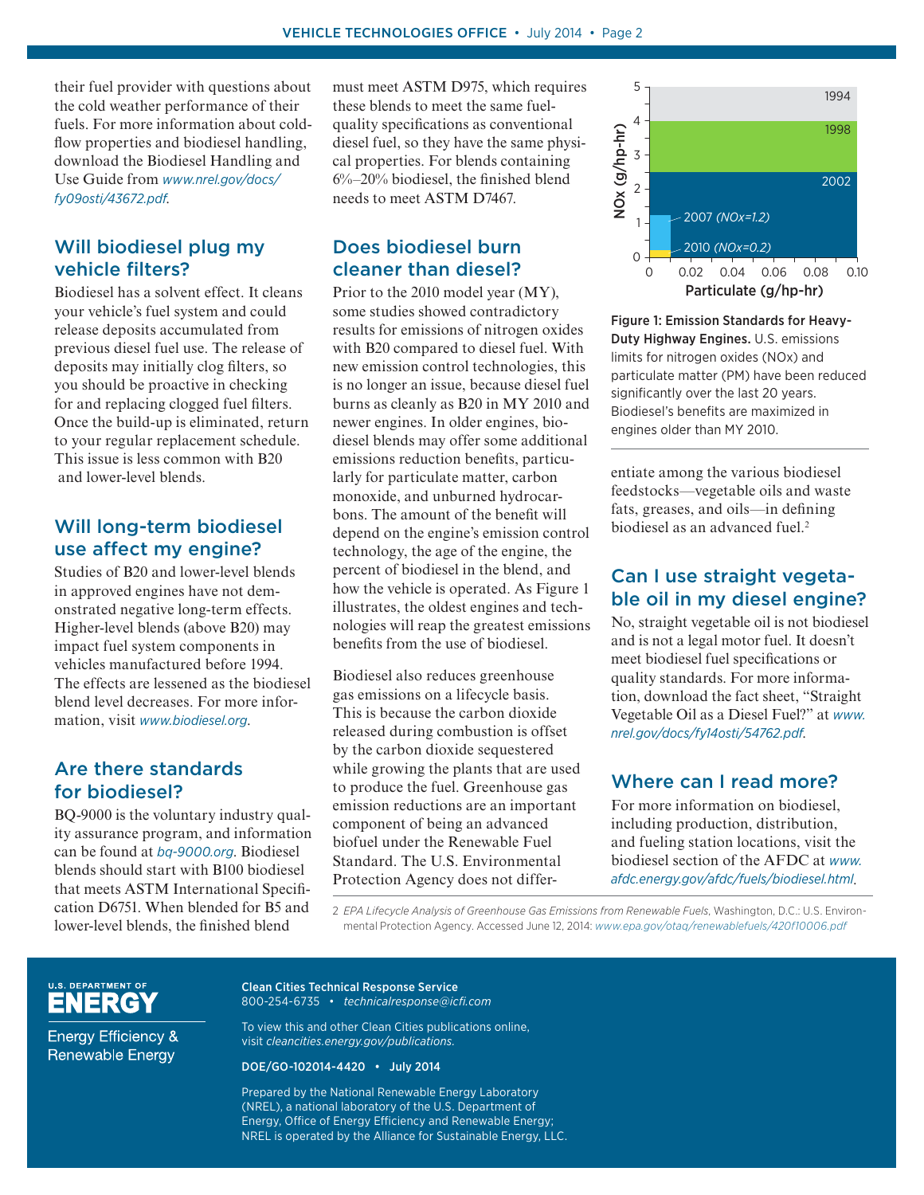their fuel provider with questions about the cold weather performance of their fuels. For more information about cold-flow properties and biodiesel handling, download the Biodiesel Handling and Use Guide from *www.nrel.gov/docs/fy09osti/43672.pdf*.

## Will biodiesel plug my vehicle filters?

Biodiesel has a solvent effect. It cleans your vehicle's fuel system and could release deposits accumulated from previous diesel fuel use. The release of deposits may initially clog filters, so you should be proactive in checking for and replacing clogged fuel filters. Once the build-up is eliminated, return to your regular replacement schedule. This issue is less common with B20 and lower-level blends.

## Will long-term biodiesel use affect my engine?

Studies of B20 and lower-level blends in approved engines have not demonstrated negative long-term effects. Higher-level blends (above B20) may impact fuel system components in vehicles manufactured before 1994. The effects are lessened as the biodiesel blend level decreases. For more information, visit *www.biodiesel.org*.

## Are there standards for biodiesel?

BQ-9000 is the voluntary industry quality assurance program, and information can be found at *bq-9000.org*. Biodiesel blends should start with B100 biodiesel that meets ASTM International Specification D6751. When blended for B5 and lower-level blends, the finished blend must meet ASTM D975, which requires these blends to meet the same fuel-quality specifications as conventional diesel fuel, so they have the same physical properties. For blends containing 6%–20% biodiesel, the finished blend needs to meet ASTM D7467.

## Does biodiesel burn cleaner than diesel?

Prior to the 2010 model year (MY), some studies showed contradictory results for emissions of nitrogen oxides with B20 compared to diesel fuel. With new emission control technologies, this is no longer an issue, because diesel fuel burns as cleanly as B20 in MY 2010 and newer engines. In older engines, biodiesel blends may offer some additional emissions reduction benefits, particularly for particulate matter, carbon monoxide, and unburned hydrocarbons. The amount of the benefit will depend on the engine's emission control technology, the age of the engine, the percent of biodiesel in the blend, and how the vehicle is operated. As Figure 1 illustrates, the oldest engines and technologies will reap the greatest emissions benefits from the use of biodiesel.

Biodiesel also reduces greenhouse gas emissions on a lifecycle basis. This is because the carbon dioxide released during combustion is offset by the carbon dioxide sequestered while growing the plants that are used to produce the fuel. Greenhouse gas emission reductions are an important component of being an advanced biofuel under the Renewable Fuel Standard. The U.S. Environmental Protection Agency does not differentiate among the various biodiesel feedstocks—vegetable oils and waste fats, greases, and oils—in defining biodiesel as an advanced fuel.[2]

NOx (g/hp-hr)
5
4
3
2
1
0
1994
1998
2002
2007 *(NOx=1.2)*
2010 *(NOx=0.2)*
0
0.02
0.04
0.06
0.08
0.10
Particulate (g/hp-hr)

**Figure 1: Emission Standards for Heavy-Duty Highway Engines.** U.S. emissions limits for nitrogen oxides (NOx) and particulate matter (PM) have been reduced significantly over the last 20 years. Biodiesel's benefits are maximized in engines older than MY 2010.

## Can I use straight vegetable oil in my diesel engine?

No, straight vegetable oil is not biodiesel and is not a legal motor fuel. It doesn't meet biodiesel fuel specifications or quality standards. For more information, download the fact sheet, "Straight Vegetable Oil as a Diesel Fuel?" at *www.nrel.gov/docs/fy14osti/54762.pdf*.

## Where can I read more?

For more information on biodiesel, including production, distribution, and fueling station locations, visit the biodiesel section of the AFDC at *www.afdc.energy.gov/afdc/fuels/biodiesel.html*.

2 *EPA Lifecycle Analysis of Greenhouse Gas Emissions from Renewable Fuels*, Washington, D.C.: U.S. Environmental Protection Agency. Accessed June 12, 2014: *www.epa.gov/otaq/renewablefuels/420f10006.pdf*

U.S. DEPARTMENT OF ENERGY

Energy Efficiency & Renewable Energy

**Clean Cities Technical Response Service**
800-254-6735 • *technicalresponse@icfi.com*

To view this and other Clean Cities publications online, visit *cleancities.energy.gov/publications*.

**DOE/GO-102014-4420 • July 2014**

Prepared by the National Renewable Energy Laboratory (NREL), a national laboratory of the U.S. Department of Energy, Office of Energy Efficiency and Renewable Energy; NREL is operated by the Alliance for Sustainable Energy, LLC.